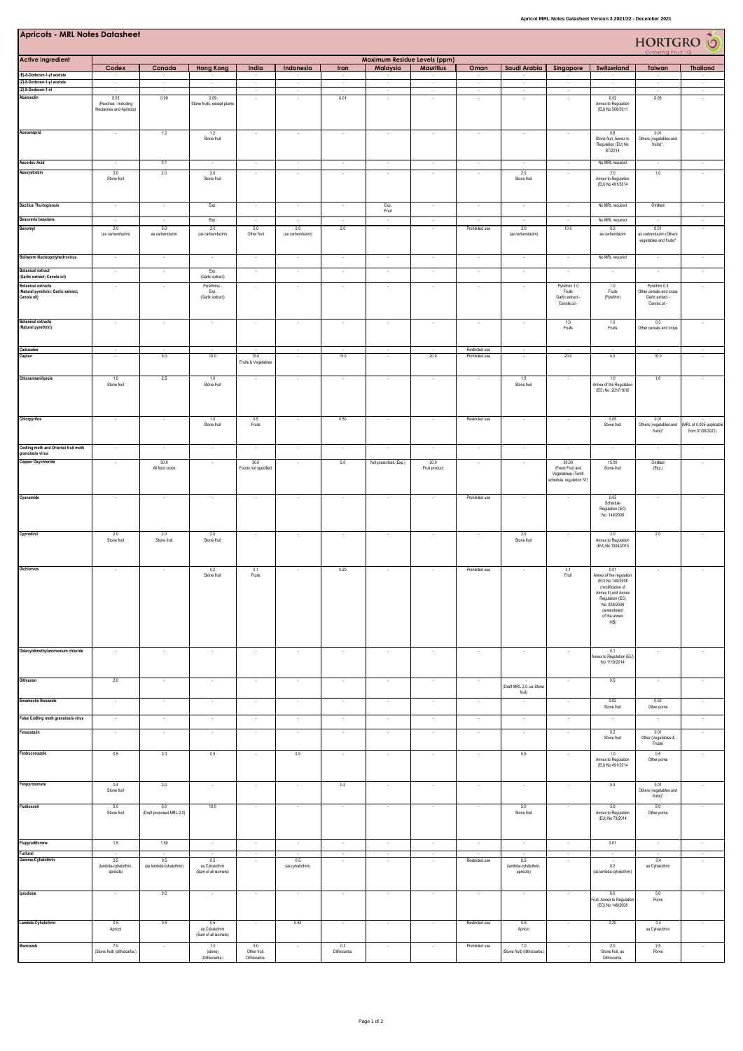# Apricots - MRL Notes Datasheet

HORTGRO Growing Fruit IQ

| Active Ingredient | Maximum Residue Levels (ppm) | | | | | | | | | | | | | |
|---|---|---|---|---|---|---|---|---|---|---|---|---|---|---|
| | Codex | Canada | Hong Kong | India | Indonesia | Iran | Malaysia | Mauritius | Oman | Saudi Arabia | Singapore | Switzerland | Taiwan | Thailand |
| (E)-8-Dodecen-1-yl acetate | - | - | - | - | - | - | - | - | - | - | - | - | - | - |
| (Z)-8-Dodecen-1-yl acetate | - | - | - | - | - | - | - | - | - | - | - | - | - | - |
| (Z)-8-Dodecen-1-ol | - | - | - | - | - | - | - | - | - | - | - | - | - | - |
| Abamectin | 0.03 (Peaches - Including Nectarines and Apricots) | 0.09 | 0.09 Stone fruits, except plums | - | - | 0.01 | - | - | - | - | - | 0.02 Annex to Regulation (EU) No 508/2011 | 0.06 | - |
| Acetamiprid | - | 1.2 | 1.2 Stone fruit | - | - | - | - | - | - | - | - | 0.8 Stone fruit, Annex to Regulation (EU) No 87/2014 | 0.01 Others (vegetables and fruits)* | - |
| Ascorbic Acid | - | 0.1 | - | - | - | - | - | - | - | - | - | No MRL required | - | - |
| Azoxystrobin | 2.0 Stone fruit | 2.0 | 2.0 Stone fruit | - | - | - | - | - | - | 2.0 Stone fruit | - | 2.0 Annex to Regulation (EU) No 491/2014 | 1.0 | - |
| Bacillus Thuringiensis | - | - | Exp. | - | - | - | Exp. Fruit | - | - | - | - | No MRL required | Omitted | - |
| Beauveria bassiana | - | - | Exp. | - | - | - | - | - | - | - | - | No MRL required | - | - |
| Benomyl | 2.0 (as carbendazim) | 5.0 as carbendazim | 2.0 (as carbendazim) | 5.0 Other fruit | 2.0 (as carbendazim) | 2.0 | - | - | Prohibited use | 2.0 (as carbendazim) | 10.0 | 0.2 as carbendazim | 0.01 as carbendazim (Others vegetables and fruits)* | - |
| Bollworm Nucleopolyhedrovirus | - | - | - | - | - | - | - | - | - | - | - | No MRL required | - | - |
| Botanical extract (Garlic extract; Canola oil) | - | - | Exp. (Garlic extract) | - | - | - | - | - | - | - | - | - | - | - |
| Botanical extracts (Natural pyrethrin; Garlic extract; Canola oil) | - | - | Pyrethrins - Exp. (Garlic extract) | - | - | - | - | - | - | - | Pyrethrin 1.0 Fruits Garlic extract - Canola oil - | 1.0 Fruits (Pyrethrin) | Pyrethrin 0.3 Other cereals and crops Garlic extract - Canola oil - | - |
| Botanical extracts (Natural pyrethrin) | - | - | - | - | - | - | - | - | - | - | 1.0 Fruits | 1.0 Fruits | 0.3 Other cereals and crops | - |
| Cadusafos | - | - | - | - | - | - | - | - | Restricted use | - | - | - | - | - |
| Captan | - | 5.0 | 10.0 | 15.0 Fruits & Vegetables | - | 15.0 | - | 20.0 | Prohibited use | - | 20.0 | 4.0 | 10.0 | - |
| Chlorantraniliprole | 1.0 Stone fruit | 2.5 | 1.0 Stone fruit | - | - | - | - | - | - | 1.0 Stone fruit | - | 1.0 Annex of the Regulation (EC) No. 2017/1016 | 1.0 | - |
| Chlorpyrifos | - | - | 1.0 Stone fruit | 0.5 Fruits | - | 0.50 | - | - | Restricted use | - | - | 0.05 Stone fruit | 0.01 Others (vegetables and fruits)* | - (MRL of 0.005 applicable from 01/06/2021) |
| Codling moth and Oriental fruit moth granulosis virus | - | - | - | - | - | - | - | - | - | - | - | - | - | - |
| Copper Oxychloride | - | 50.0 All food crops | - | 30.0 Foods not specified | - | 5.0 | Not prescribed (Exp.) | 30.0 Fruit product | - | - | 30.00 (Fresh Fruit and Vegetables) (Tenth schedule, regulation 31) | 15.00 Stone fruit | Omitted (Exp.) | - |
| Cyanamide | - | - | - | - | - | - | - | - | Prohibited use | - | - | 0.05 Schedule Regulation (EC) No. 149/2008 | - | - |
| Cyprodinil | 2.0 Stone fruit | 2.0 Stone fruit | 2.0 Stone fruit | - | - | - | - | - | - | 2.0 Stone fruit | - | 2.0 Annex to Regulation (EU) No 1004/2013 | 2.0 | - |
| Dichlorvos | - | - | 0.2 Stone fruit | 0.1 Fruits | - | 0.20 | - | - | Prohibited use | - | 0.1 Fruit | 0.01 Annex of the regulation (EC) No 149/2008 (modification of Annex II) and Annex Regulation (EC) No. 839/2008 (amendment of the annex IIIB) | - | - |
| Didecyldimethylammonium chloride | - | - | - | - | - | - | - | - | - | - | - | 0.1 Annex to Regulation (EU) No 1119/2014 | - | - |
| Dithianon | 2.0 | - | - | - | - | - | - | - | - | (Draft MRL 2.0, as Stone fruit) | - | 0.5 | - | - |
| Emamectin Benzoate | - | - | - | - | - | - | - | - | - | - | - | 0.02 Stone fruit | 0.02 Other pome | - |
| False Codling moth granulosis virus | - | - | - | - | - | - | - | - | - | - | - | - | - | - |
| Fenazaquin | - | - | - | - | - | - | - | - | - | - | - | 0.2 Stone fruit | 0.01 Other (Vegetables & Fruits) | - |
| Fenbuconazole | 0.5 | 0.3 | 0.5 | - | 0.5 | - | - | - | - | 0.5 | - | 1.0 Annex to Regulation (EU) No 491/2014 | 0.5 Other pome | - |
| Fenpyroximate | 0.4 Stone fruit | 2.0 | - | - | - | 0.3 | - | - | - | - | - | 0.3 | 0.01 Others (vegetables and fruits)* | - |
| Fludioxonil | 5.0 Stone fruit | 5.0 (Draft proposed MRL 2.0) | 10.0 | - | - | - | - | - | - | 5.0 Stone fruit | - | 5.0 Annex to Regulation (EU) No 79/2014 | 5.0 Other pome | - |
| Flupyradifurone | 1.5 | 1.50 | - | - | - | - | - | - | - | - | - | 0.01 | - | - |
| Furfural | - | - | - | - | - | - | - | - | - | - | - | - | - | - |
| Gamma-Cyhalothrin | 0.5 (lambda-cyhalothrin, apricots) | 0.5 (as lambda-cyhalothrin) | 0.5 as Cyhalothrin (Sum of all isomers) | - | 0.5 (as cyhalothrin) | - | - | - | Restricted use | 0.5 (lambda-cyhalothrin, apricots) | - | - 0.2 (as lambda-cyhalothrin) | 0.4 as Cyhalothrin | - |
| Iprodione | - | 3.0 | - | - | - | - | - | - | - | - | - | 6.0 Fruit, Annex to Regulation (EC) No 149/2008 | 5.0 Pome | - |
| Lambda-Cyhalothrin | 0.5 Apricot | 0.5 | 0.5 as Cyhalothrin (Sum of all isomers) | - | 0.50 | - | - | - | Restricted use | 0.5 Apricot | - | 0.20 | 0.4 as Cyhalothrin | - |
| Mancozeb | 7.0 (Stone fruit) (dithiocarbs.) | - | 7.0 (stone) (Dithiocarbs.) | 3.0 Other fruit, Dithiocarbs. | - | 0.2 Dithiocarbs | - | - | Prohibited use | 7.0 (Stone fruit) (dithiocarbs.) | - | 2.0 Stone fruit, as Dithiocarbs. | 2.5 Pome | - |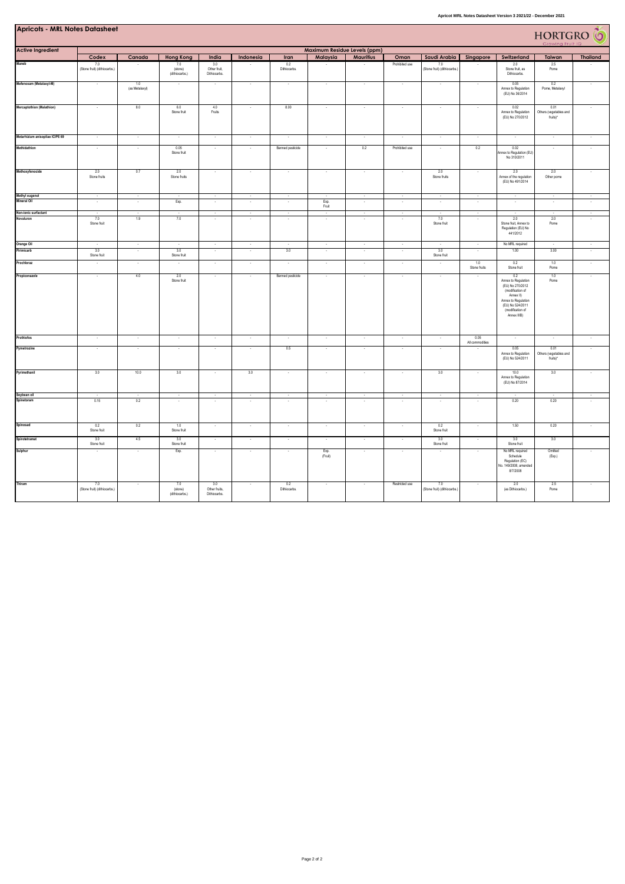# Apricots - MRL Notes Datasheet

| Active Ingredient | Maximum Residue Levels (ppm) | | | | | | | | | | | | | |
|---|---|---|---|---|---|---|---|---|---|---|---|---|---|---|
| | Codex | Canada | Hong Kong | India | Indonesia | Iran | Malaysia | Mauritius | Oman | Saudi Arabia | Singapore | Switzerland | Taiwan | Thailand |
| Maneb | 7.0 (Stone fruit) (dithiocarbs.) | - | 7.0 (stone) (dithiocarbs.) | 3.0 Other fruit, Dithiocarbs. | - | 0.2 Dithiocarbs. | - | - | Prohibited use | 7.0 (Stone fruit) (dithiocarbs.) | - | 2.0 Stone fruit, as Dithiocarbs. | 2.5 Pome | - |
| Mefenoxam (Metalaxyl-M) | - | 1.0 (as Metalaxyl) | - | - | - | - | - | - | - | - | - | 0.05 Annex to Regulation (EU) No 36/2014 | 0.2 Pome, Metalaxyl | - |
| Mercaptothion (Malathion) | - | 8.0 | 6.0 Stone fruit | 4.0 Fruits | - | 8.00 | - | - | - | - | - | 0.02 Annex to Regulation (EU) No 270/2012 | 0.01 Others (vegetables and fruits)* | - |
| Metarhizium anisopliae ICIPE 69 | - | - | - | - | - | - | - | - | - | - | - | - | - | - |
| Methidathion | - | - | 0.05 Stone fruit | - | - | Banned pesticide | - | 0.2 | Prohibited use | - | 0.2 | 0.02 Annex to Regulation (EU) No 310/2011 | - | - |
| Methoxyfenocide | 2.0 Stone fruits | 0.7 | 2.0 Stone fruits | - | - | - | - | - | - | 2.0 Stone fruits | - | 2.0 Annex of the regulation (EU) No 491/2014 | 2.0 Other pome | - |
| Methyl eugenol | - | - | - | - | - | - | - | - | - | - | - | - | - | - |
| Mineral Oil | - | - | Exp. | - | - | - | Exp. Fruit | - | - | - | - | - | - | - |
| Non-ionic surfactant | - | - | - | - | - | - | - | - | - | - | - | - | - | - |
| Novaluron | 7.0 Stone fruit | 1.9 | 7.0 | - | - | - | - | - | - | 7.0 Stone fruit | - | 2.0 Stone fruit, Annex to Regulation (EU) No 441/2012 | 2.0 Pome | - |
| Orange Oil | - | - | - | - | - | - | - | - | - | - | - | No MRL required | - | - |
| Pirimicarb | 3.0 Stone fruit | - | 3.0 Stone fruit | - | - | 3.0 | - | - | - | 3.0 Stone fruit | - | 1.00 | 3.00 | - |
| Prochloraz | - | - | - | - | - | - | - | - | - | - | 1.0 Stone fruits | 0.2 Stone fruit | 1.0 Pome | - |
| Propiconazole | - | 4.0 | 2.0 Stone fruit | - | - | Banned pesticide | - | - | - | - | - | 0.2 Annex to Regulation (EU) No 270/2012 (modification of Annex II) Annex to Regulation (EU) No 524/2011 (modification of Annex IIIB) | 1.0 Pome | - |
| Prothiofos | - | - | - | - | - | - | - | - | - | - | 0.05 All commodities | - | - | - |
| Pymetrozine | - | - | - | - | - | 0.5 | - | - | - | - | - | 0.05 Annex to Regulation (EU) No 524/2011 | 0.01 Others (vegetables and fruits)* | - |
| Pyrimethanil | 3.0 | 10.0 | 3.0 | - | 3.0 | - | - | - | - | 3.0 | - | 10.0 Annex to Regulation (EU) No 87/2014 | 3.0 | - |
| Soybean oil | - | - | - | - | - | - | - | - | - | - | - | - | - | - |
| Spinetoram | 0.15 | 0.2 | - | - | - | - | - | - | - | - | - | 0.20 | 0.20 | - |
| Spinosad | 0.2 Stone fruit | 0.2 | 1.0 Stone fruit | - | - | - | - | - | - | 0.2 Stone fruit | - | 1.50 | 0.20 | - |
| Spirotetramat | 3.0 Stone fruit | 4.5 | 3.0 Stone fruit | - | - | - | - | - | - | 3.0 Stone fruit | - | 3.0 Stone fruit | 3.0 | |
| Sulphur | - | - | Exp. | - | - | - | Exp. (Fruit) | - | - | - | - | No MRL required Schedule Regulation (EC) No. 149/2008, amended 8/7/2008 | Omitted (Exp.) | - |
| Thiram | 7.0 (Stone fruit) (dithiocarbs.) | - | 7.0 (stone) (dithiocarbs.) | 3.0 Other fruits, Dithiocarbs. | - | 0.2 Dithiocarbs. | - | - | Restricted use | 7.0 (Stone fruit) (dithiocarbs.) | - | 2.0 (as Dithiocarbs.) | 2.5 Pome | - |